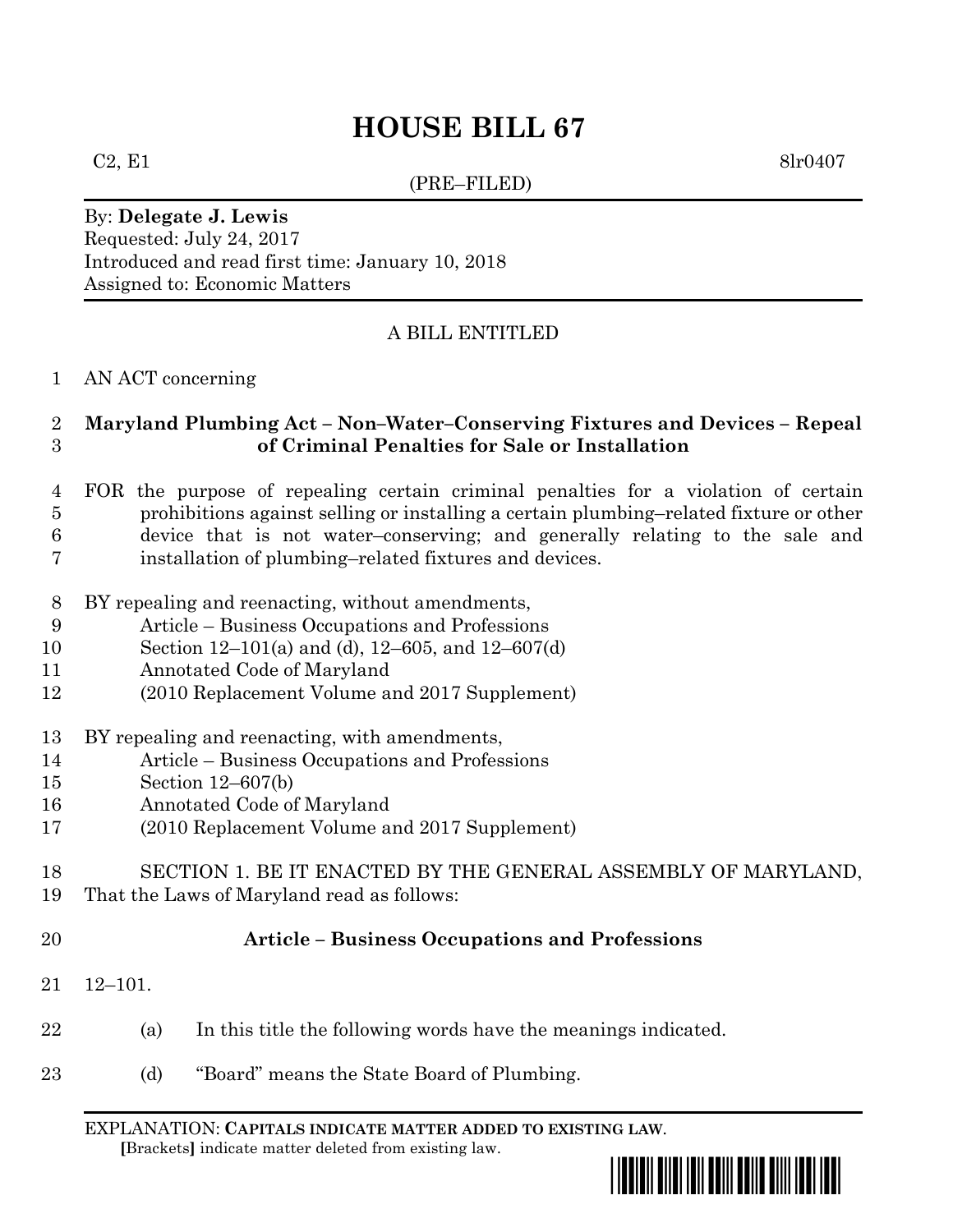# HOUSE BILL 67

C2, E1 8lr0407

(PRE–FILED)

By: **Delegate J. Lewis**
Requested: July 24, 2017
Introduced and read first time: January 10, 2018
Assigned to: Economic Matters

A BILL ENTITLED

AN ACT concerning

**Maryland Plumbing Act – Non–Water–Conserving Fixtures and Devices – Repeal of Criminal Penalties for Sale or Installation**

FOR the purpose of repealing certain criminal penalties for a violation of certain prohibitions against selling or installing a certain plumbing–related fixture or other device that is not water–conserving; and generally relating to the sale and installation of plumbing–related fixtures and devices.

BY repealing and reenacting, without amendments,
Article – Business Occupations and Professions
Section 12–101(a) and (d), 12–605, and 12–607(d)
Annotated Code of Maryland
(2010 Replacement Volume and 2017 Supplement)

BY repealing and reenacting, with amendments,
Article – Business Occupations and Professions
Section 12–607(b)
Annotated Code of Maryland
(2010 Replacement Volume and 2017 Supplement)

SECTION 1. BE IT ENACTED BY THE GENERAL ASSEMBLY OF MARYLAND, That the Laws of Maryland read as follows:

**Article – Business Occupations and Professions**

12–101.

(a) In this title the following words have the meanings indicated.

(d) "Board" means the State Board of Plumbing.

EXPLANATION: **CAPITALS INDICATE MATTER ADDED TO EXISTING LAW**.
**[**Brackets**]** indicate matter deleted from existing law.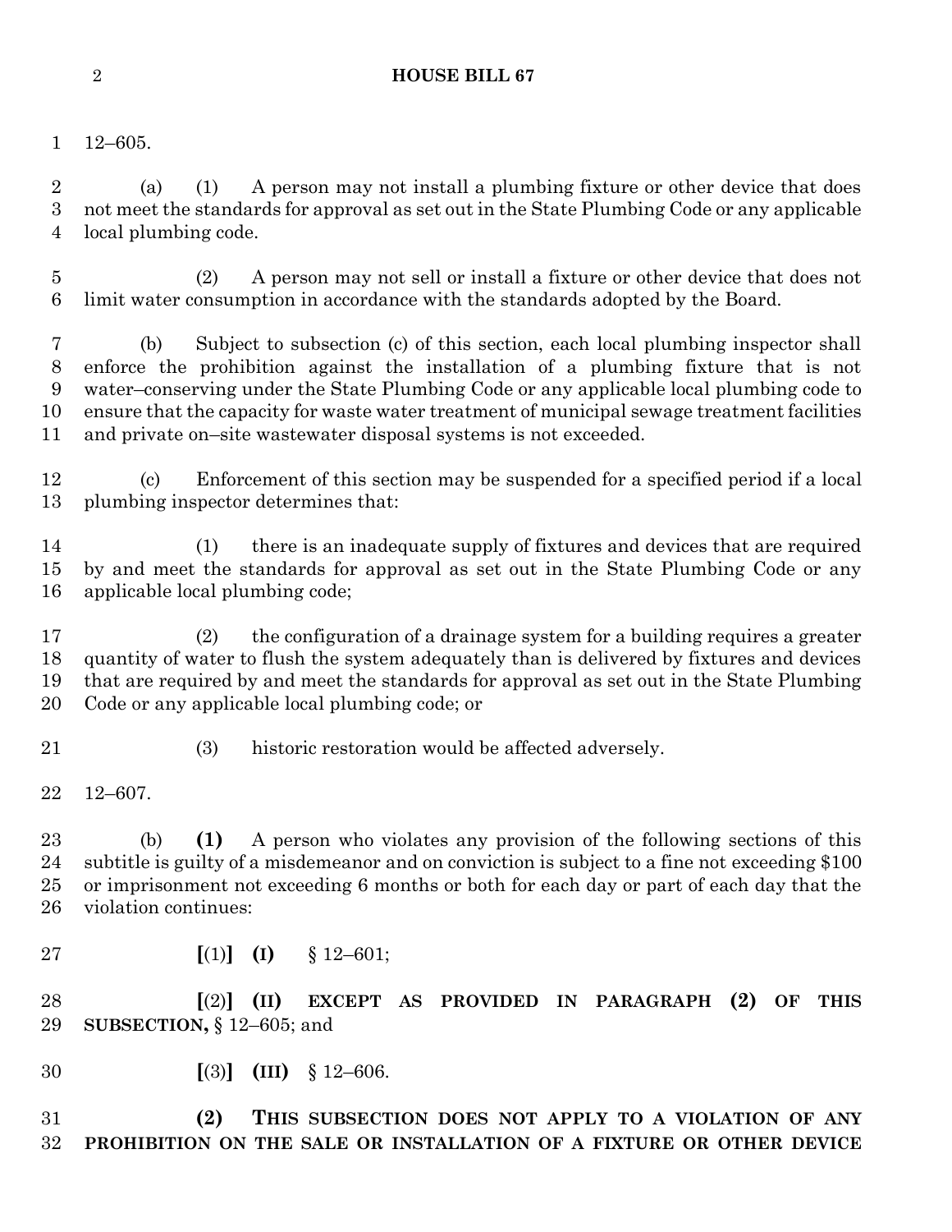12–605.

(a) (1) A person may not install a plumbing fixture or other device that does not meet the standards for approval as set out in the State Plumbing Code or any applicable local plumbing code.

(2) A person may not sell or install a fixture or other device that does not limit water consumption in accordance with the standards adopted by the Board.

(b) Subject to subsection (c) of this section, each local plumbing inspector shall enforce the prohibition against the installation of a plumbing fixture that is not water–conserving under the State Plumbing Code or any applicable local plumbing code to ensure that the capacity for waste water treatment of municipal sewage treatment facilities and private on–site wastewater disposal systems is not exceeded.

(c) Enforcement of this section may be suspended for a specified period if a local plumbing inspector determines that:

(1) there is an inadequate supply of fixtures and devices that are required by and meet the standards for approval as set out in the State Plumbing Code or any applicable local plumbing code;

(2) the configuration of a drainage system for a building requires a greater quantity of water to flush the system adequately than is delivered by fixtures and devices that are required by and meet the standards for approval as set out in the State Plumbing Code or any applicable local plumbing code; or

(3) historic restoration would be affected adversely.

12–607.

(b) **(1)** A person who violates any provision of the following sections of this subtitle is guilty of a misdemeanor and on conviction is subject to a fine not exceeding $100 or imprisonment not exceeding 6 months or both for each day or part of each day that the violation continues:

**[**(1)**]** **(I)** § 12–601;

**[**(2)**]** **(II) EXCEPT AS PROVIDED IN PARAGRAPH (2) OF THIS SUBSECTION,** § 12–605; and

**[**(3)**]** **(III)** § 12–606.

**(2) THIS SUBSECTION DOES NOT APPLY TO A VIOLATION OF ANY PROHIBITION ON THE SALE OR INSTALLATION OF A FIXTURE OR OTHER DEVICE**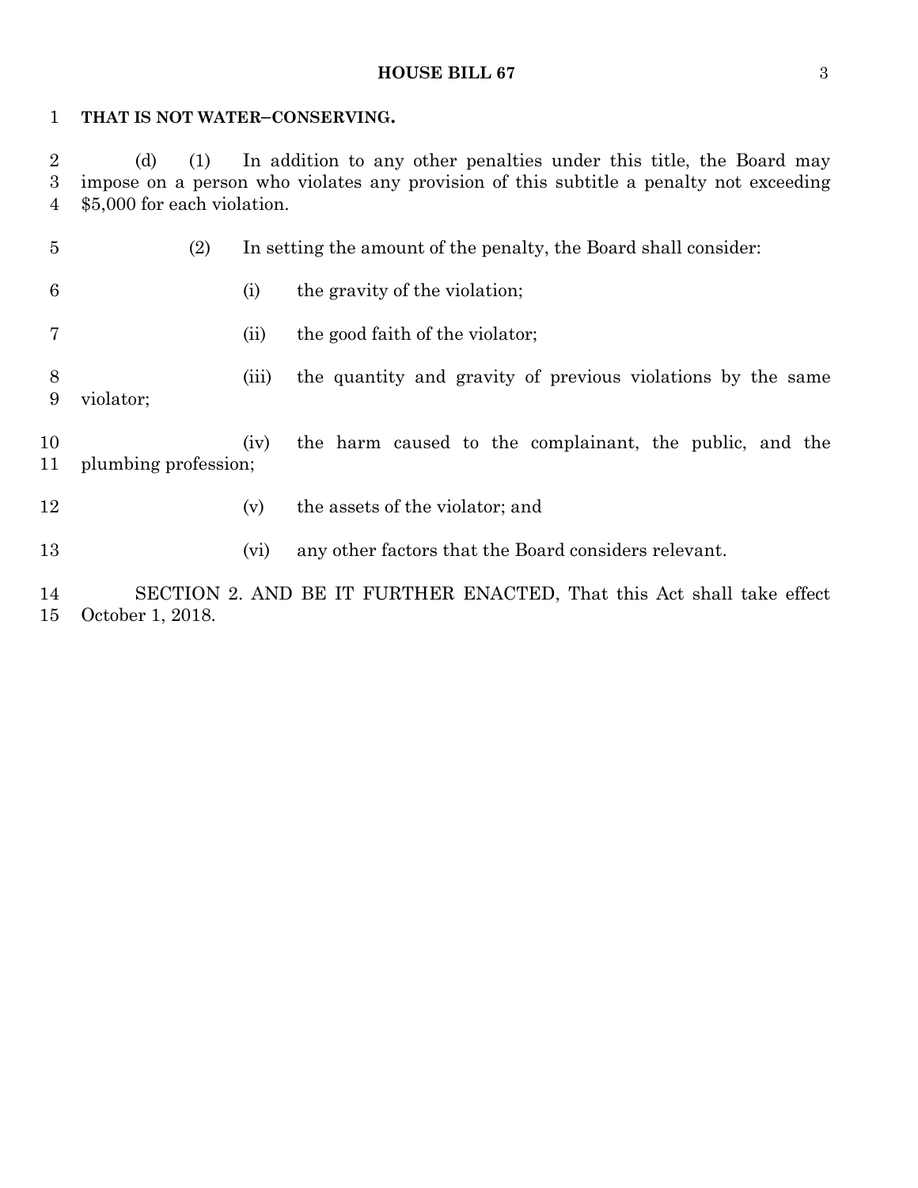**THAT IS NOT WATER–CONSERVING.**

(d) (1) In addition to any other penalties under this title, the Board may impose on a person who violates any provision of this subtitle a penalty not exceeding $5,000 for each violation.

(2) In setting the amount of the penalty, the Board shall consider:

(i) the gravity of the violation;

(ii) the good faith of the violator;

(iii) the quantity and gravity of previous violations by the same violator;

(iv) the harm caused to the complainant, the public, and the plumbing profession;

(v) the assets of the violator; and

(vi) any other factors that the Board considers relevant.

SECTION 2. AND BE IT FURTHER ENACTED, That this Act shall take effect October 1, 2018.